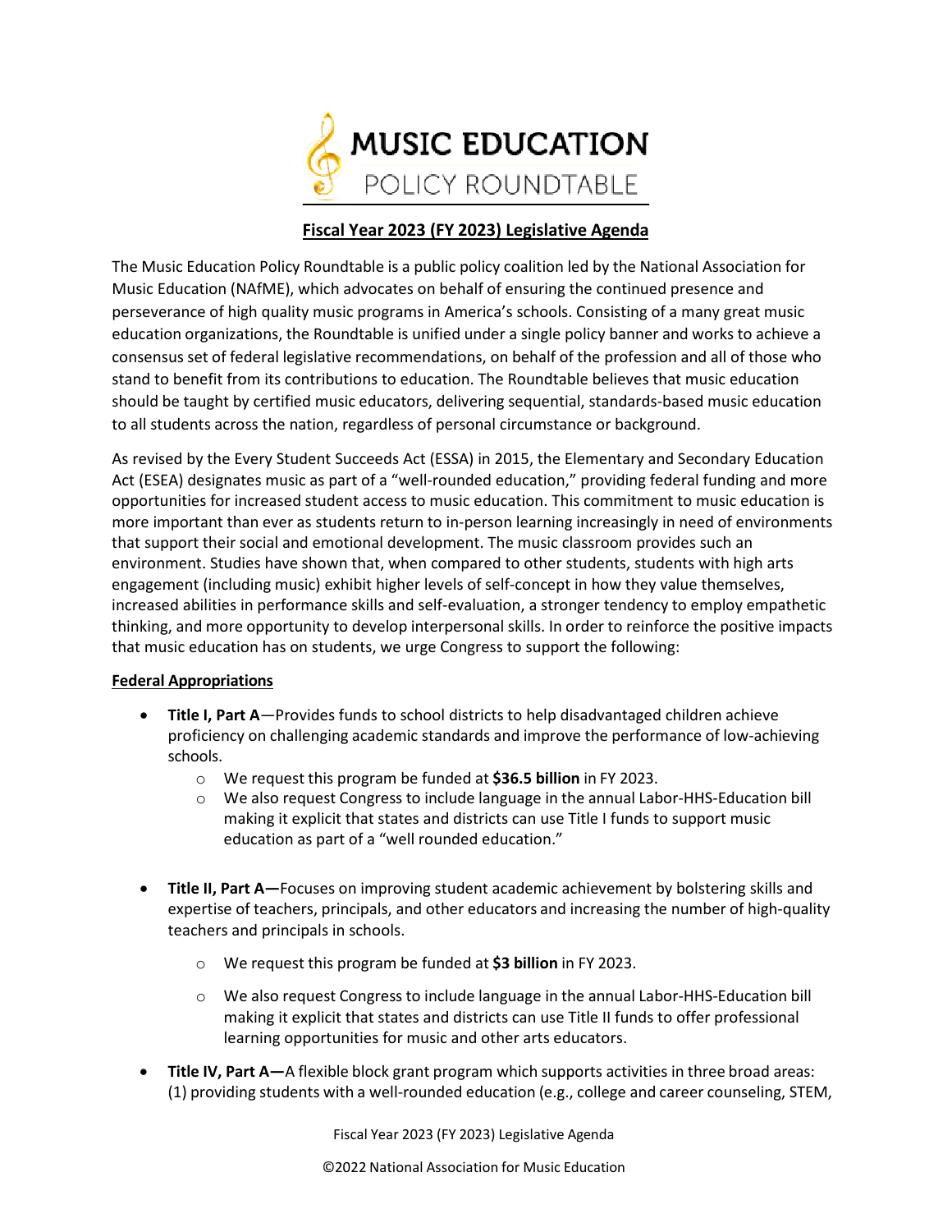# MUSIC EDUCATION POLICY ROUNDTABLE

## Fiscal Year 2023 (FY 2023) Legislative Agenda

The Music Education Policy Roundtable is a public policy coalition led by the National Association for Music Education (NAfME), which advocates on behalf of ensuring the continued presence and perseverance of high quality music programs in America's schools. Consisting of a many great music education organizations, the Roundtable is unified under a single policy banner and works to achieve a consensus set of federal legislative recommendations, on behalf of the profession and all of those who stand to benefit from its contributions to education. The Roundtable believes that music education should be taught by certified music educators, delivering sequential, standards-based music education to all students across the nation, regardless of personal circumstance or background.

As revised by the Every Student Succeeds Act (ESSA) in 2015, the Elementary and Secondary Education Act (ESEA) designates music as part of a "well-rounded education," providing federal funding and more opportunities for increased student access to music education. This commitment to music education is more important than ever as students return to in-person learning increasingly in need of environments that support their social and emotional development. The music classroom provides such an environment. Studies have shown that, when compared to other students, students with high arts engagement (including music) exhibit higher levels of self-concept in how they value themselves, increased abilities in performance skills and self-evaluation, a stronger tendency to employ empathetic thinking, and more opportunity to develop interpersonal skills. In order to reinforce the positive impacts that music education has on students, we urge Congress to support the following:

### Federal Appropriations

- **Title I, Part A**—Provides funds to school districts to help disadvantaged children achieve proficiency on challenging academic standards and improve the performance of low-achieving schools.
  - We request this program be funded at **$36.5 billion** in FY 2023.
  - We also request Congress to include language in the annual Labor-HHS-Education bill making it explicit that states and districts can use Title I funds to support music education as part of a "well rounded education."

- **Title II, Part A—**Focuses on improving student academic achievement by bolstering skills and expertise of teachers, principals, and other educators and increasing the number of high-quality teachers and principals in schools.
  - We request this program be funded at **$3 billion** in FY 2023.
  - We also request Congress to include language in the annual Labor-HHS-Education bill making it explicit that states and districts can use Title II funds to offer professional learning opportunities for music and other arts educators.

- **Title IV, Part A—**A flexible block grant program which supports activities in three broad areas: (1) providing students with a well-rounded education (e.g., college and career counseling, STEM,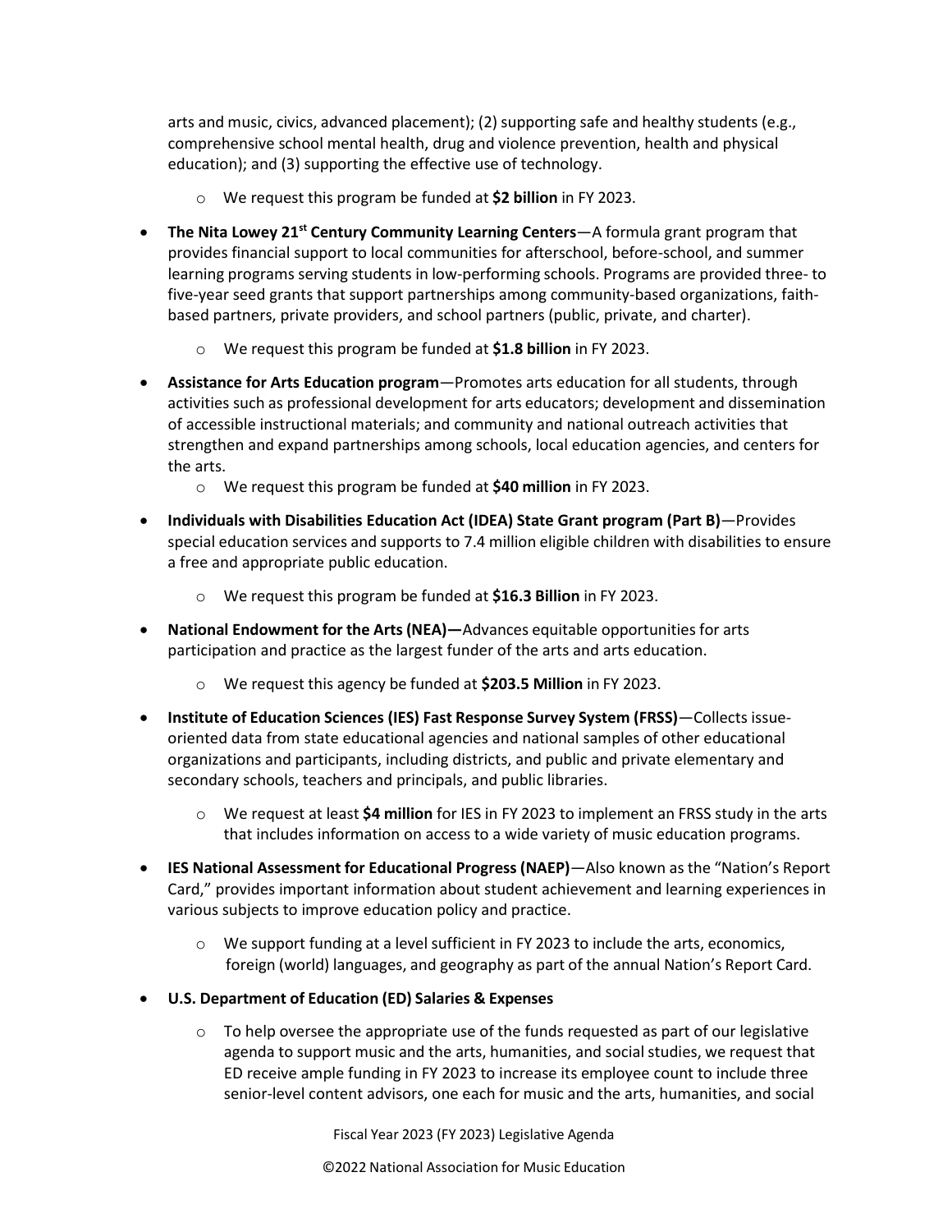arts and music, civics, advanced placement); (2) supporting safe and healthy students (e.g., comprehensive school mental health, drug and violence prevention, health and physical education); and (3) supporting the effective use of technology.

  - We request this program be funded at **$2 billion** in FY 2023.

- **The Nita Lowey 21st Century Community Learning Centers**—A formula grant program that provides financial support to local communities for afterschool, before-school, and summer learning programs serving students in low-performing schools. Programs are provided three- to five-year seed grants that support partnerships among community-based organizations, faith-based partners, private providers, and school partners (public, private, and charter).

  - We request this program be funded at **$1.8 billion** in FY 2023.

- **Assistance for Arts Education program**—Promotes arts education for all students, through activities such as professional development for arts educators; development and dissemination of accessible instructional materials; and community and national outreach activities that strengthen and expand partnerships among schools, local education agencies, and centers for the arts.
  - We request this program be funded at **$40 million** in FY 2023.

- **Individuals with Disabilities Education Act (IDEA) State Grant program (Part B)**—Provides special education services and supports to 7.4 million eligible children with disabilities to ensure a free and appropriate public education.

  - We request this program be funded at **$16.3 Billion** in FY 2023.

- **National Endowment for the Arts (NEA)—**Advances equitable opportunities for arts participation and practice as the largest funder of the arts and arts education.

  - We request this agency be funded at **$203.5 Million** in FY 2023.

- **Institute of Education Sciences (IES) Fast Response Survey System (FRSS)**—Collects issue-oriented data from state educational agencies and national samples of other educational organizations and participants, including districts, and public and private elementary and secondary schools, teachers and principals, and public libraries.

  - We request at least **$4 million** for IES in FY 2023 to implement an FRSS study in the arts that includes information on access to a wide variety of music education programs.

- **IES National Assessment for Educational Progress (NAEP)**—Also known as the "Nation's Report Card," provides important information about student achievement and learning experiences in various subjects to improve education policy and practice.

  - We support funding at a level sufficient in FY 2023 to include the arts, economics, foreign (world) languages, and geography as part of the annual Nation's Report Card.

- **U.S. Department of Education (ED) Salaries & Expenses**

  - To help oversee the appropriate use of the funds requested as part of our legislative agenda to support music and the arts, humanities, and social studies, we request that ED receive ample funding in FY 2023 to increase its employee count to include three senior-level content advisors, one each for music and the arts, humanities, and social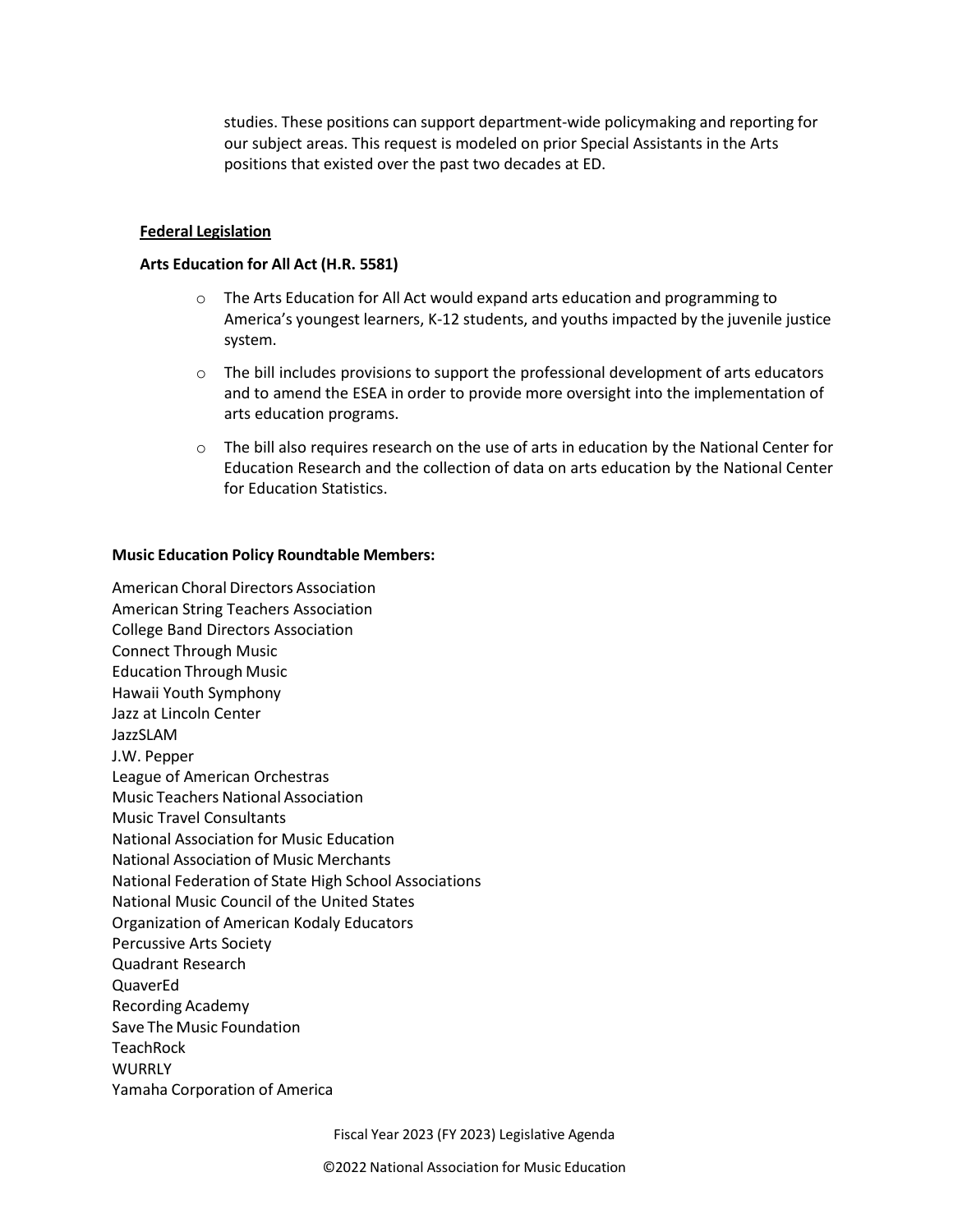studies. These positions can support department-wide policymaking and reporting for our subject areas. This request is modeled on prior Special Assistants in the Arts positions that existed over the past two decades at ED.

**Federal Legislation**

**Arts Education for All Act (H.R. 5581)**

- The Arts Education for All Act would expand arts education and programming to America's youngest learners, K-12 students, and youths impacted by the juvenile justice system.
- The bill includes provisions to support the professional development of arts educators and to amend the ESEA in order to provide more oversight into the implementation of arts education programs.
- The bill also requires research on the use of arts in education by the National Center for Education Research and the collection of data on arts education by the National Center for Education Statistics.

**Music Education Policy Roundtable Members:**

American Choral Directors Association
American String Teachers Association
College Band Directors Association
Connect Through Music
Education Through Music
Hawaii Youth Symphony
Jazz at Lincoln Center
JazzSLAM
J.W. Pepper
League of American Orchestras
Music Teachers National Association
Music Travel Consultants
National Association for Music Education
National Association of Music Merchants
National Federation of State High School Associations
National Music Council of the United States
Organization of American Kodaly Educators
Percussive Arts Society
Quadrant Research
QuaverEd
Recording Academy
Save The Music Foundation
TeachRock
WURRLY
Yamaha Corporation of America